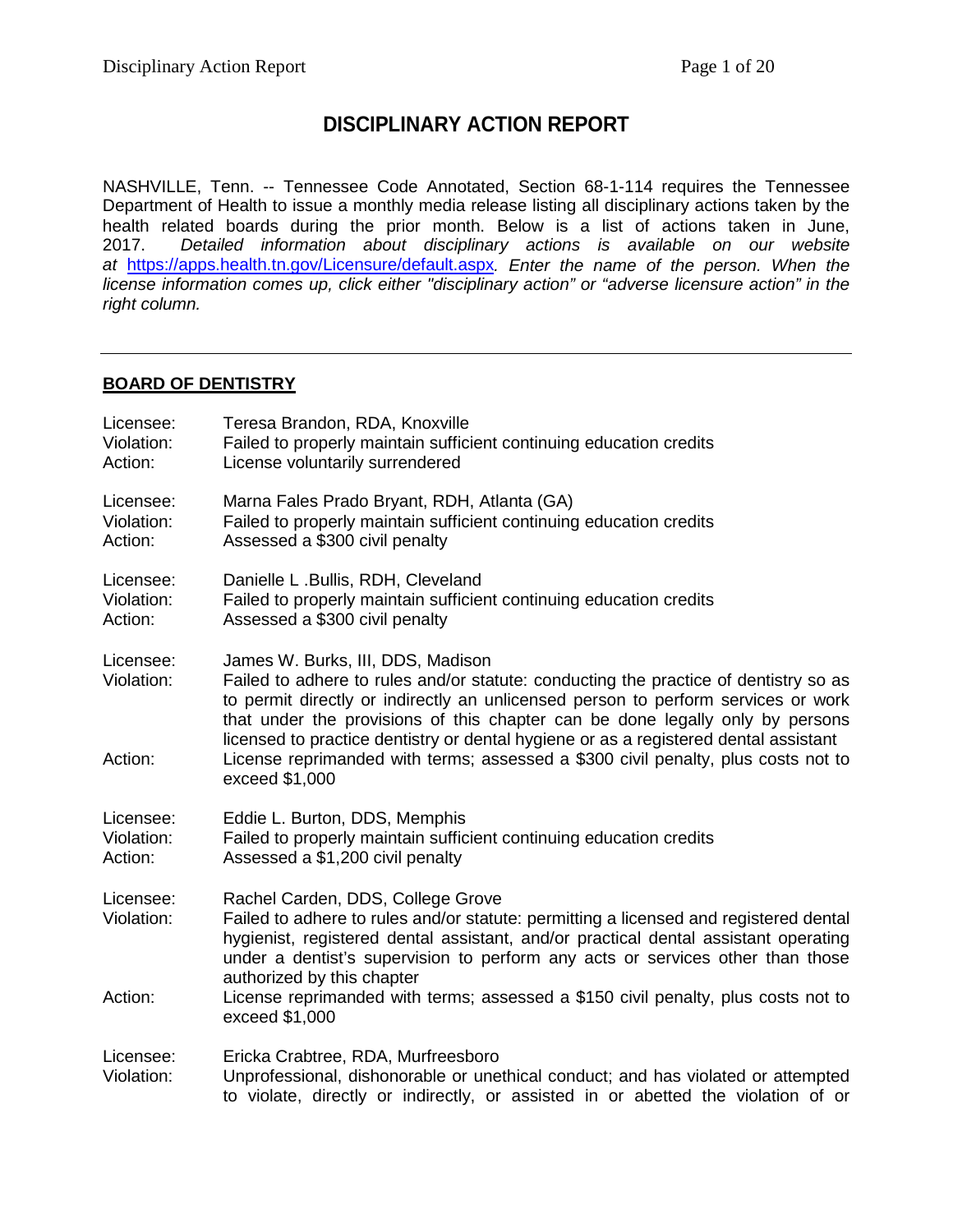# DISCIPLINARY ACTION REPORT

NASHVILLE, Tenn. -- Tennessee Code Annotated, Section 68-1-114 requires the Tennessee Department of Health to issue a monthly media release listing all disciplinary actions taken by the health related boards during the prior month. Below is a list of actions taken in June, 2017. *Detailed information about disciplinary actions is available on our website at* [https://apps.health.tn.gov/Licensure/default.aspx](https://apps.health.tn.gov/Licensure/default.aspx)*. Enter the name of the person. When the license information comes up, click either "disciplinary action" or "adverse licensure action" in the right column.*

---

## BOARD OF DENTISTRY

Licensee: Teresa Brandon, RDA, Knoxville
Violation: Failed to properly maintain sufficient continuing education credits
Action: License voluntarily surrendered

Licensee: Marna Fales Prado Bryant, RDH, Atlanta (GA)
Violation: Failed to properly maintain sufficient continuing education credits
Action: Assessed a $300 civil penalty

Licensee: Danielle L .Bullis, RDH, Cleveland
Violation: Failed to properly maintain sufficient continuing education credits
Action: Assessed a $300 civil penalty

Licensee: James W. Burks, III, DDS, Madison
Violation: Failed to adhere to rules and/or statute: conducting the practice of dentistry so as to permit directly or indirectly an unlicensed person to perform services or work that under the provisions of this chapter can be done legally only by persons licensed to practice dentistry or dental hygiene or as a registered dental assistant
Action: License reprimanded with terms; assessed a $300 civil penalty, plus costs not to exceed $1,000

Licensee: Eddie L. Burton, DDS, Memphis
Violation: Failed to properly maintain sufficient continuing education credits
Action: Assessed a $1,200 civil penalty

Licensee: Rachel Carden, DDS, College Grove
Violation: Failed to adhere to rules and/or statute: permitting a licensed and registered dental hygienist, registered dental assistant, and/or practical dental assistant operating under a dentist's supervision to perform any acts or services other than those authorized by this chapter
Action: License reprimanded with terms; assessed a $150 civil penalty, plus costs not to exceed $1,000

Licensee: Ericka Crabtree, RDA, Murfreesboro
Violation: Unprofessional, dishonorable or unethical conduct; and has violated or attempted to violate, directly or indirectly, or assisted in or abetted the violation of or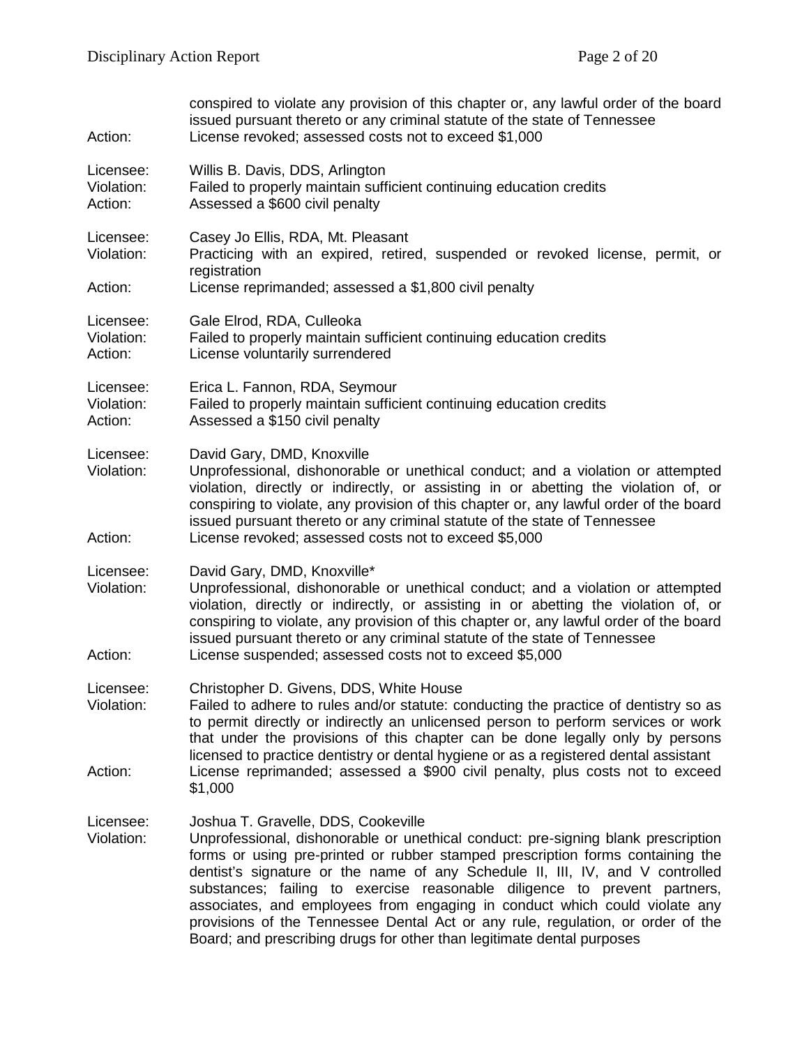conspired to violate any provision of this chapter or, any lawful order of the board issued pursuant thereto or any criminal statute of the state of Tennessee

Action: License revoked; assessed costs not to exceed $1,000

Licensee: Willis B. Davis, DDS, Arlington
Violation: Failed to properly maintain sufficient continuing education credits
Action: Assessed a $600 civil penalty

Licensee: Casey Jo Ellis, RDA, Mt. Pleasant
Violation: Practicing with an expired, retired, suspended or revoked license, permit, or registration
Action: License reprimanded; assessed a $1,800 civil penalty

Licensee: Gale Elrod, RDA, Culleoka
Violation: Failed to properly maintain sufficient continuing education credits
Action: License voluntarily surrendered

Licensee: Erica L. Fannon, RDA, Seymour
Violation: Failed to properly maintain sufficient continuing education credits
Action: Assessed a $150 civil penalty

Licensee: David Gary, DMD, Knoxville
Violation: Unprofessional, dishonorable or unethical conduct; and a violation or attempted violation, directly or indirectly, or assisting in or abetting the violation of, or conspiring to violate, any provision of this chapter or, any lawful order of the board issued pursuant thereto or any criminal statute of the state of Tennessee
Action: License revoked; assessed costs not to exceed $5,000

Licensee: David Gary, DMD, Knoxville*
Violation: Unprofessional, dishonorable or unethical conduct; and a violation or attempted violation, directly or indirectly, or assisting in or abetting the violation of, or conspiring to violate, any provision of this chapter or, any lawful order of the board issued pursuant thereto or any criminal statute of the state of Tennessee
Action: License suspended; assessed costs not to exceed $5,000

Licensee: Christopher D. Givens, DDS, White House
Violation: Failed to adhere to rules and/or statute: conducting the practice of dentistry so as to permit directly or indirectly an unlicensed person to perform services or work that under the provisions of this chapter can be done legally only by persons licensed to practice dentistry or dental hygiene or as a registered dental assistant
Action: License reprimanded; assessed a $900 civil penalty, plus costs not to exceed $1,000

Licensee: Joshua T. Gravelle, DDS, Cookeville
Violation: Unprofessional, dishonorable or unethical conduct: pre-signing blank prescription forms or using pre-printed or rubber stamped prescription forms containing the dentist's signature or the name of any Schedule II, III, IV, and V controlled substances; failing to exercise reasonable diligence to prevent partners, associates, and employees from engaging in conduct which could violate any provisions of the Tennessee Dental Act or any rule, regulation, or order of the Board; and prescribing drugs for other than legitimate dental purposes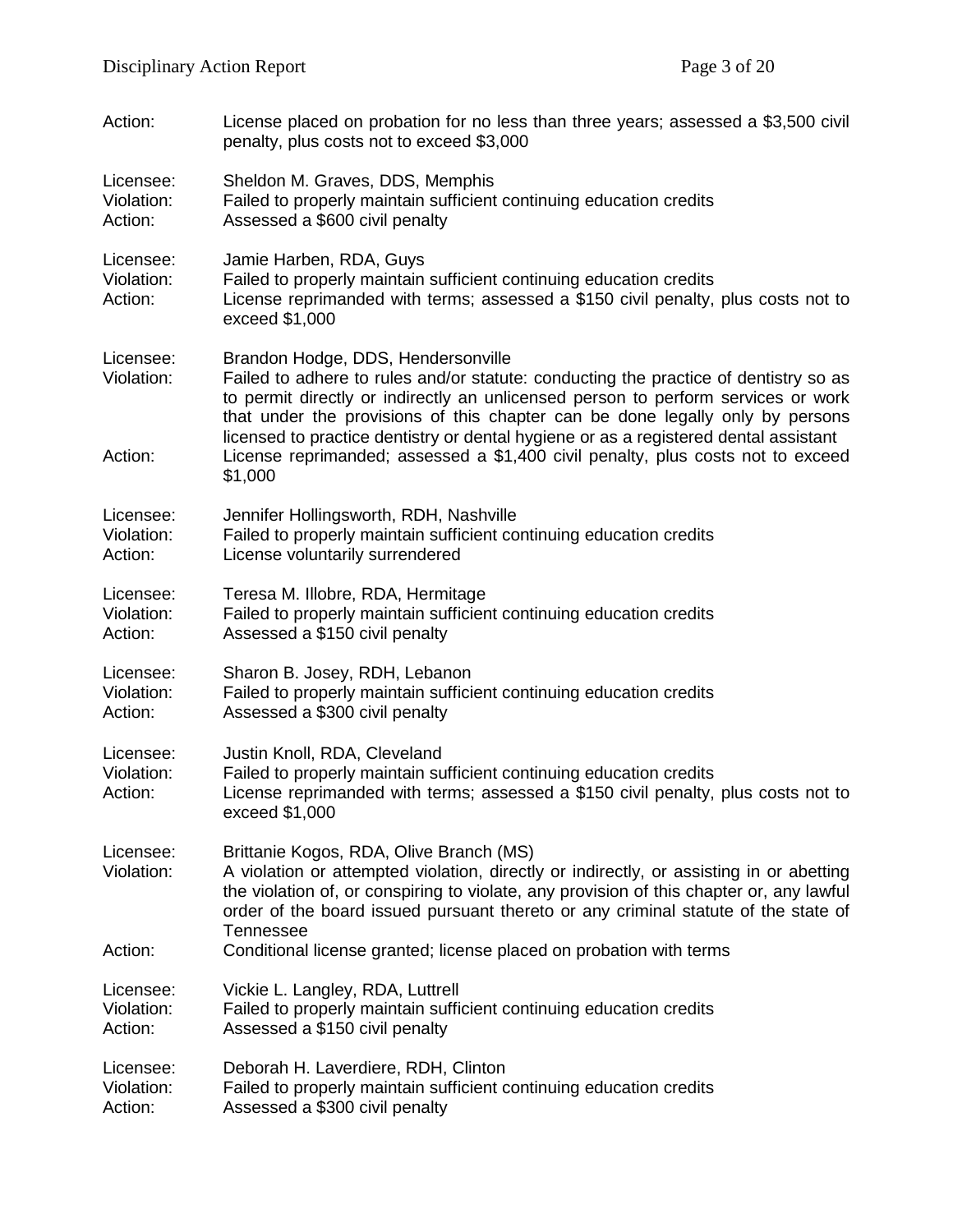Action: License placed on probation for no less than three years; assessed a $3,500 civil penalty, plus costs not to exceed $3,000

Licensee: Sheldon M. Graves, DDS, Memphis
Violation: Failed to properly maintain sufficient continuing education credits
Action: Assessed a $600 civil penalty

Licensee: Jamie Harben, RDA, Guys
Violation: Failed to properly maintain sufficient continuing education credits
Action: License reprimanded with terms; assessed a $150 civil penalty, plus costs not to exceed $1,000

Licensee: Brandon Hodge, DDS, Hendersonville
Violation: Failed to adhere to rules and/or statute: conducting the practice of dentistry so as to permit directly or indirectly an unlicensed person to perform services or work that under the provisions of this chapter can be done legally only by persons licensed to practice dentistry or dental hygiene or as a registered dental assistant
Action: License reprimanded; assessed a $1,400 civil penalty, plus costs not to exceed $1,000

Licensee: Jennifer Hollingsworth, RDH, Nashville
Violation: Failed to properly maintain sufficient continuing education credits
Action: License voluntarily surrendered

Licensee: Teresa M. Illobre, RDA, Hermitage
Violation: Failed to properly maintain sufficient continuing education credits
Action: Assessed a $150 civil penalty

Licensee: Sharon B. Josey, RDH, Lebanon
Violation: Failed to properly maintain sufficient continuing education credits
Action: Assessed a $300 civil penalty

Licensee: Justin Knoll, RDA, Cleveland
Violation: Failed to properly maintain sufficient continuing education credits
Action: License reprimanded with terms; assessed a $150 civil penalty, plus costs not to exceed $1,000

Licensee: Brittanie Kogos, RDA, Olive Branch (MS)
Violation: A violation or attempted violation, directly or indirectly, or assisting in or abetting the violation of, or conspiring to violate, any provision of this chapter or, any lawful order of the board issued pursuant thereto or any criminal statute of the state of Tennessee
Action: Conditional license granted; license placed on probation with terms

Licensee: Vickie L. Langley, RDA, Luttrell
Violation: Failed to properly maintain sufficient continuing education credits
Action: Assessed a $150 civil penalty

Licensee: Deborah H. Laverdiere, RDH, Clinton
Violation: Failed to properly maintain sufficient continuing education credits
Action: Assessed a $300 civil penalty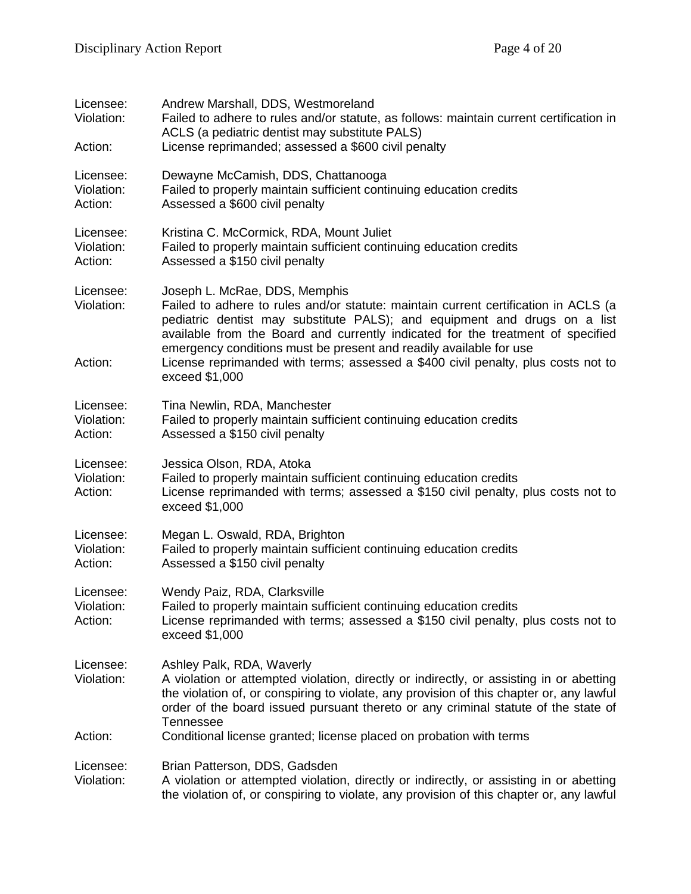Licensee: Andrew Marshall, DDS, Westmoreland
Violation: Failed to adhere to rules and/or statute, as follows: maintain current certification in ACLS (a pediatric dentist may substitute PALS)
Action: License reprimanded; assessed a $600 civil penalty

Licensee: Dewayne McCamish, DDS, Chattanooga
Violation: Failed to properly maintain sufficient continuing education credits
Action: Assessed a $600 civil penalty

Licensee: Kristina C. McCormick, RDA, Mount Juliet
Violation: Failed to properly maintain sufficient continuing education credits
Action: Assessed a $150 civil penalty

Licensee: Joseph L. McRae, DDS, Memphis
Violation: Failed to adhere to rules and/or statute: maintain current certification in ACLS (a pediatric dentist may substitute PALS); and equipment and drugs on a list available from the Board and currently indicated for the treatment of specified emergency conditions must be present and readily available for use
Action: License reprimanded with terms; assessed a $400 civil penalty, plus costs not to exceed $1,000

Licensee: Tina Newlin, RDA, Manchester
Violation: Failed to properly maintain sufficient continuing education credits
Action: Assessed a $150 civil penalty

Licensee: Jessica Olson, RDA, Atoka
Violation: Failed to properly maintain sufficient continuing education credits
Action: License reprimanded with terms; assessed a $150 civil penalty, plus costs not to exceed $1,000

Licensee: Megan L. Oswald, RDA, Brighton
Violation: Failed to properly maintain sufficient continuing education credits
Action: Assessed a $150 civil penalty

Licensee: Wendy Paiz, RDA, Clarksville
Violation: Failed to properly maintain sufficient continuing education credits
Action: License reprimanded with terms; assessed a $150 civil penalty, plus costs not to exceed $1,000

Licensee: Ashley Palk, RDA, Waverly
Violation: A violation or attempted violation, directly or indirectly, or assisting in or abetting the violation of, or conspiring to violate, any provision of this chapter or, any lawful order of the board issued pursuant thereto or any criminal statute of the state of Tennessee
Action: Conditional license granted; license placed on probation with terms

Licensee: Brian Patterson, DDS, Gadsden
Violation: A violation or attempted violation, directly or indirectly, or assisting in or abetting the violation of, or conspiring to violate, any provision of this chapter or, any lawful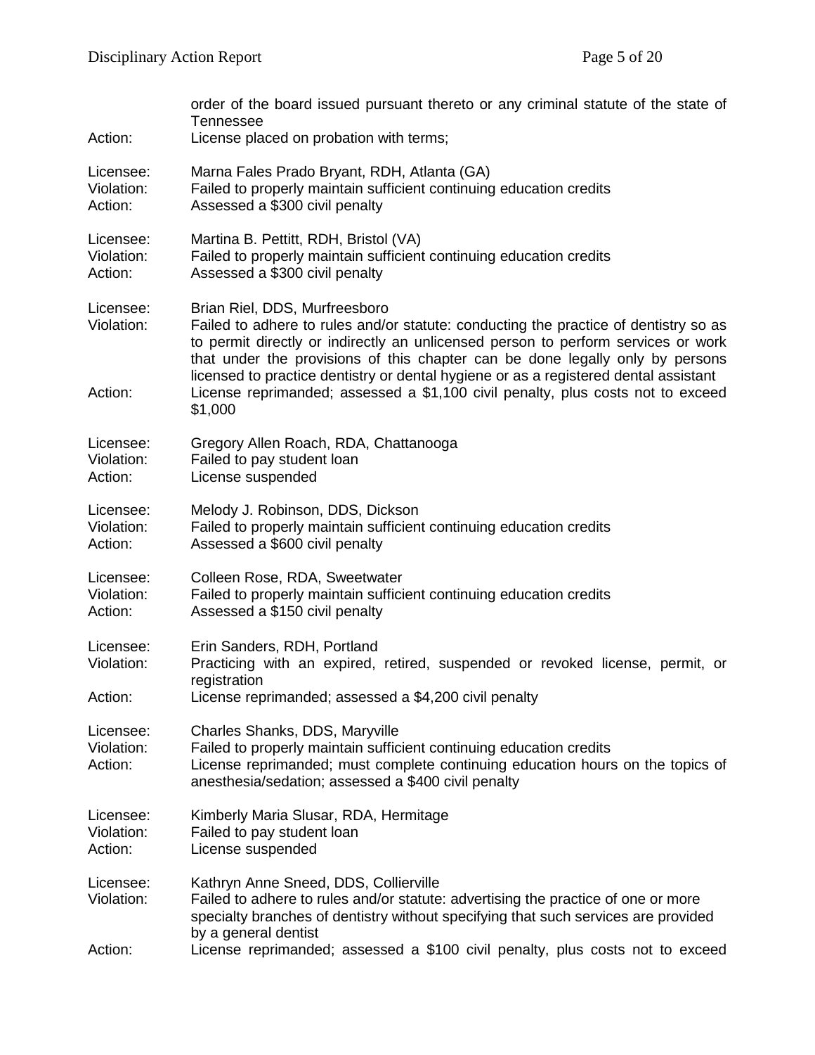order of the board issued pursuant thereto or any criminal statute of the state of Tennessee

Action: License placed on probation with terms;

Licensee: Marna Fales Prado Bryant, RDH, Atlanta (GA)
Violation: Failed to properly maintain sufficient continuing education credits
Action: Assessed a $300 civil penalty

Licensee: Martina B. Pettitt, RDH, Bristol (VA)
Violation: Failed to properly maintain sufficient continuing education credits
Action: Assessed a $300 civil penalty

Licensee: Brian Riel, DDS, Murfreesboro
Violation: Failed to adhere to rules and/or statute: conducting the practice of dentistry so as to permit directly or indirectly an unlicensed person to perform services or work that under the provisions of this chapter can be done legally only by persons licensed to practice dentistry or dental hygiene or as a registered dental assistant
Action: License reprimanded; assessed a $1,100 civil penalty, plus costs not to exceed $1,000

Licensee: Gregory Allen Roach, RDA, Chattanooga
Violation: Failed to pay student loan
Action: License suspended

Licensee: Melody J. Robinson, DDS, Dickson
Violation: Failed to properly maintain sufficient continuing education credits
Action: Assessed a $600 civil penalty

Licensee: Colleen Rose, RDA, Sweetwater
Violation: Failed to properly maintain sufficient continuing education credits
Action: Assessed a $150 civil penalty

Licensee: Erin Sanders, RDH, Portland
Violation: Practicing with an expired, retired, suspended or revoked license, permit, or registration
Action: License reprimanded; assessed a $4,200 civil penalty

Licensee: Charles Shanks, DDS, Maryville
Violation: Failed to properly maintain sufficient continuing education credits
Action: License reprimanded; must complete continuing education hours on the topics of anesthesia/sedation; assessed a $400 civil penalty

Licensee: Kimberly Maria Slusar, RDA, Hermitage
Violation: Failed to pay student loan
Action: License suspended

Licensee: Kathryn Anne Sneed, DDS, Collierville
Violation: Failed to adhere to rules and/or statute: advertising the practice of one or more specialty branches of dentistry without specifying that such services are provided by a general dentist
Action: License reprimanded; assessed a $100 civil penalty, plus costs not to exceed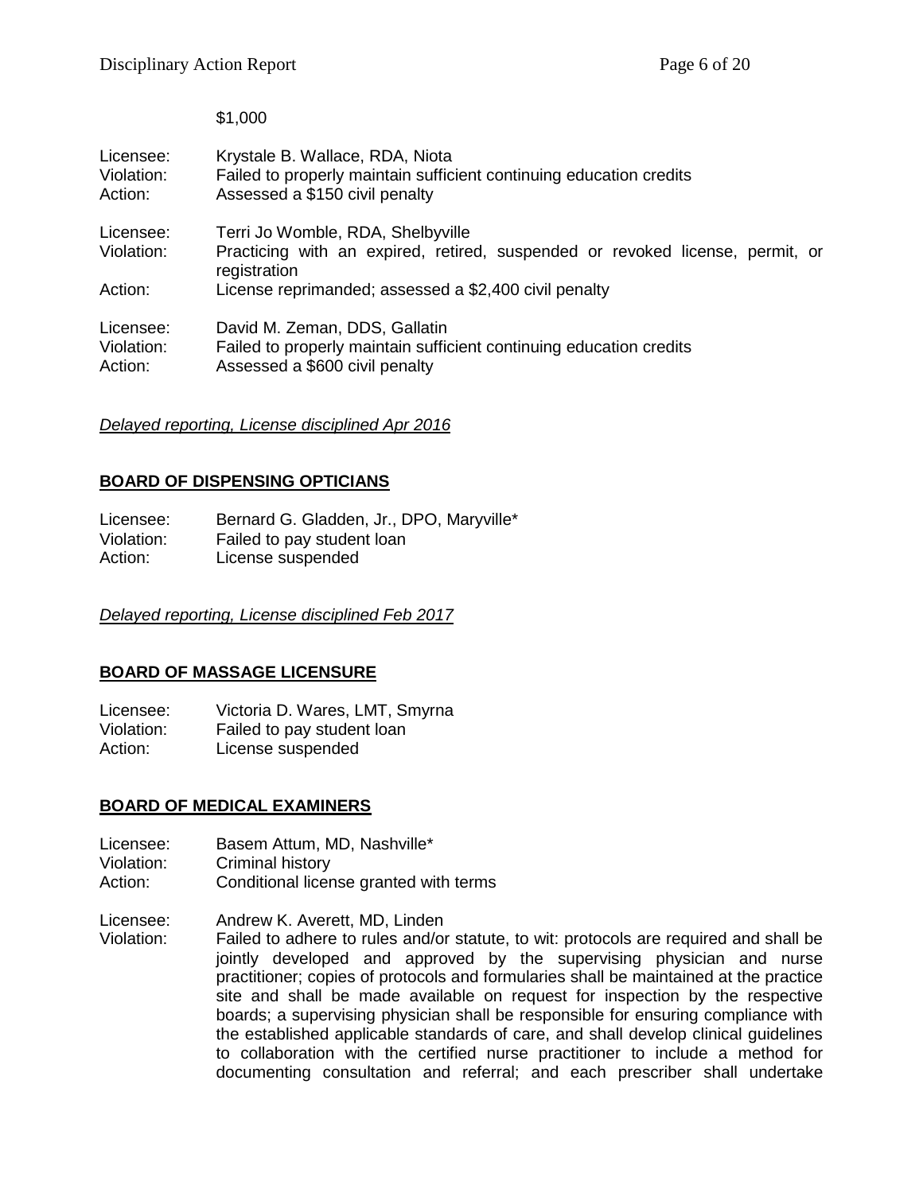$1,000

Licensee: Krystale B. Wallace, RDA, Niota
Violation: Failed to properly maintain sufficient continuing education credits
Action: Assessed a $150 civil penalty

Licensee: Terri Jo Womble, RDA, Shelbyville
Violation: Practicing with an expired, retired, suspended or revoked license, permit, or registration
Action: License reprimanded; assessed a $2,400 civil penalty

Licensee: David M. Zeman, DDS, Gallatin
Violation: Failed to properly maintain sufficient continuing education credits
Action: Assessed a $600 civil penalty

*Delayed reporting, License disciplined Apr 2016*

## BOARD OF DISPENSING OPTICIANS

Licensee: Bernard G. Gladden, Jr., DPO, Maryville*
Violation: Failed to pay student loan
Action: License suspended

*Delayed reporting, License disciplined Feb 2017*

## BOARD OF MASSAGE LICENSURE

Licensee: Victoria D. Wares, LMT, Smyrna
Violation: Failed to pay student loan
Action: License suspended

## BOARD OF MEDICAL EXAMINERS

Licensee: Basem Attum, MD, Nashville*
Violation: Criminal history
Action: Conditional license granted with terms

Licensee: Andrew K. Averett, MD, Linden
Violation: Failed to adhere to rules and/or statute, to wit: protocols are required and shall be jointly developed and approved by the supervising physician and nurse practitioner; copies of protocols and formularies shall be maintained at the practice site and shall be made available on request for inspection by the respective boards; a supervising physician shall be responsible for ensuring compliance with the established applicable standards of care, and shall develop clinical guidelines to collaboration with the certified nurse practitioner to include a method for documenting consultation and referral; and each prescriber shall undertake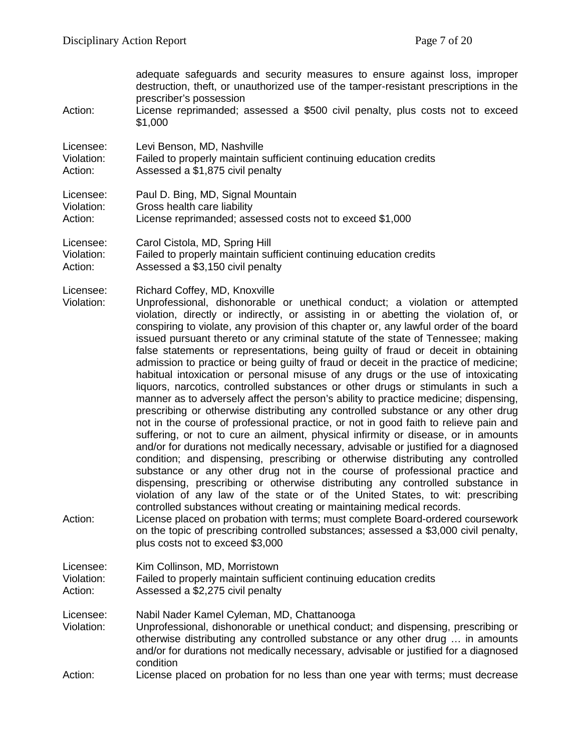adequate safeguards and security measures to ensure against loss, improper destruction, theft, or unauthorized use of the tamper-resistant prescriptions in the prescriber's possession

Action: License reprimanded; assessed a $500 civil penalty, plus costs not to exceed $1,000

Licensee: Levi Benson, MD, Nashville
Violation: Failed to properly maintain sufficient continuing education credits
Action: Assessed a $1,875 civil penalty

Licensee: Paul D. Bing, MD, Signal Mountain
Violation: Gross health care liability
Action: License reprimanded; assessed costs not to exceed $1,000

Licensee: Carol Cistola, MD, Spring Hill
Violation: Failed to properly maintain sufficient continuing education credits
Action: Assessed a $3,150 civil penalty

Licensee: Richard Coffey, MD, Knoxville
Violation: Unprofessional, dishonorable or unethical conduct; a violation or attempted violation, directly or indirectly, or assisting in or abetting the violation of, or conspiring to violate, any provision of this chapter or, any lawful order of the board issued pursuant thereto or any criminal statute of the state of Tennessee; making false statements or representations, being guilty of fraud or deceit in obtaining admission to practice or being guilty of fraud or deceit in the practice of medicine; habitual intoxication or personal misuse of any drugs or the use of intoxicating liquors, narcotics, controlled substances or other drugs or stimulants in such a manner as to adversely affect the person's ability to practice medicine; dispensing, prescribing or otherwise distributing any controlled substance or any other drug not in the course of professional practice, or not in good faith to relieve pain and suffering, or not to cure an ailment, physical infirmity or disease, or in amounts and/or for durations not medically necessary, advisable or justified for a diagnosed condition; and dispensing, prescribing or otherwise distributing any controlled substance or any other drug not in the course of professional practice and dispensing, prescribing or otherwise distributing any controlled substance in violation of any law of the state or of the United States, to wit: prescribing controlled substances without creating or maintaining medical records.
Action: License placed on probation with terms; must complete Board-ordered coursework on the topic of prescribing controlled substances; assessed a $3,000 civil penalty, plus costs not to exceed $3,000

Licensee: Kim Collinson, MD, Morristown
Violation: Failed to properly maintain sufficient continuing education credits
Action: Assessed a $2,275 civil penalty

Licensee: Nabil Nader Kamel Cyleman, MD, Chattanooga
Violation: Unprofessional, dishonorable or unethical conduct; and dispensing, prescribing or otherwise distributing any controlled substance or any other drug … in amounts and/or for durations not medically necessary, advisable or justified for a diagnosed condition
Action: License placed on probation for no less than one year with terms; must decrease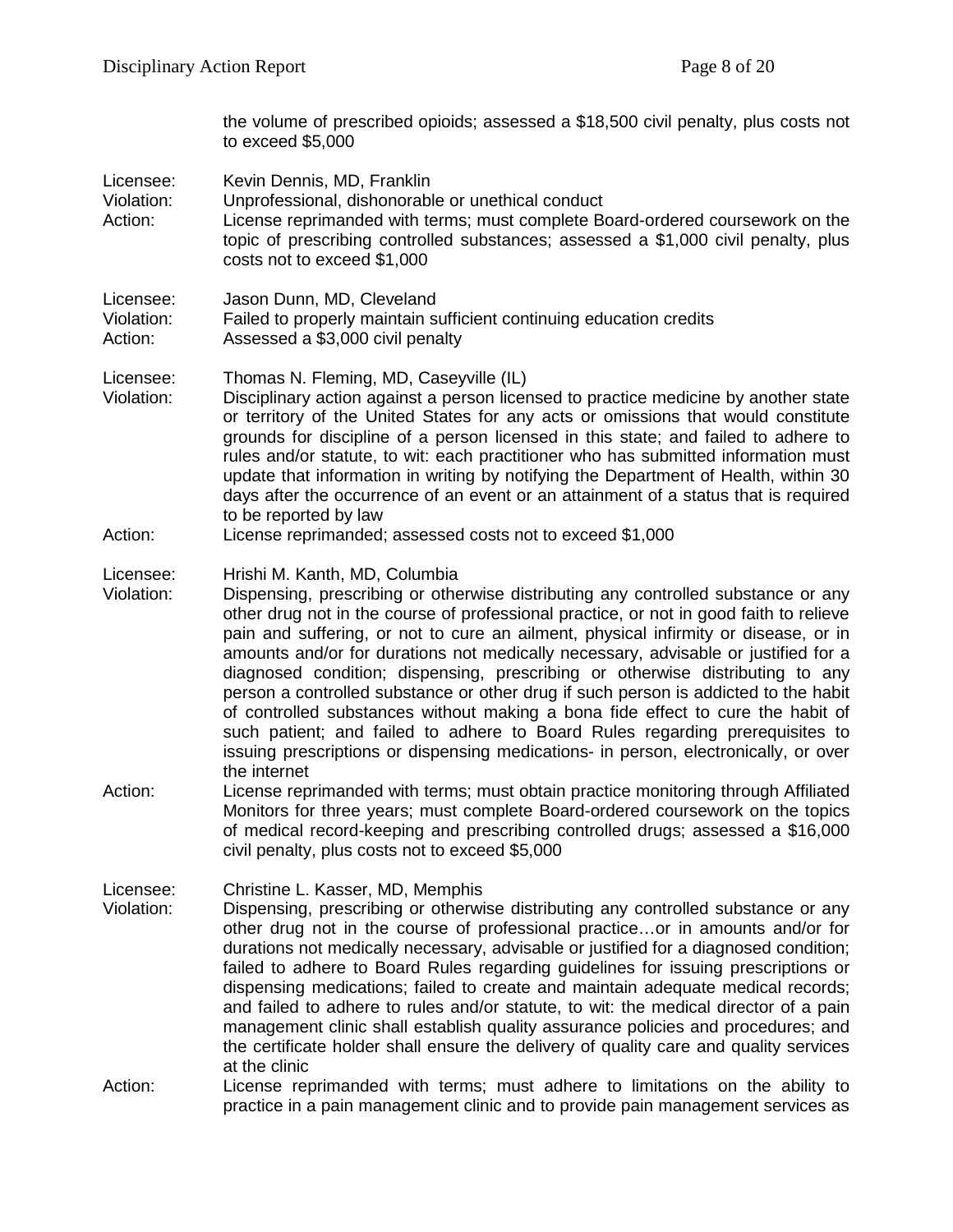the volume of prescribed opioids; assessed a $18,500 civil penalty, plus costs not to exceed $5,000

Licensee: Kevin Dennis, MD, Franklin
Violation: Unprofessional, dishonorable or unethical conduct
Action: License reprimanded with terms; must complete Board-ordered coursework on the topic of prescribing controlled substances; assessed a $1,000 civil penalty, plus costs not to exceed $1,000

Licensee: Jason Dunn, MD, Cleveland
Violation: Failed to properly maintain sufficient continuing education credits
Action: Assessed a $3,000 civil penalty

Licensee: Thomas N. Fleming, MD, Caseyville (IL)
Violation: Disciplinary action against a person licensed to practice medicine by another state or territory of the United States for any acts or omissions that would constitute grounds for discipline of a person licensed in this state; and failed to adhere to rules and/or statute, to wit: each practitioner who has submitted information must update that information in writing by notifying the Department of Health, within 30 days after the occurrence of an event or an attainment of a status that is required to be reported by law
Action: License reprimanded; assessed costs not to exceed $1,000

Licensee: Hrishi M. Kanth, MD, Columbia
Violation: Dispensing, prescribing or otherwise distributing any controlled substance or any other drug not in the course of professional practice, or not in good faith to relieve pain and suffering, or not to cure an ailment, physical infirmity or disease, or in amounts and/or for durations not medically necessary, advisable or justified for a diagnosed condition; dispensing, prescribing or otherwise distributing to any person a controlled substance or other drug if such person is addicted to the habit of controlled substances without making a bona fide effect to cure the habit of such patient; and failed to adhere to Board Rules regarding prerequisites to issuing prescriptions or dispensing medications- in person, electronically, or over the internet
Action: License reprimanded with terms; must obtain practice monitoring through Affiliated Monitors for three years; must complete Board-ordered coursework on the topics of medical record-keeping and prescribing controlled drugs; assessed a $16,000 civil penalty, plus costs not to exceed $5,000

Licensee: Christine L. Kasser, MD, Memphis
Violation: Dispensing, prescribing or otherwise distributing any controlled substance or any other drug not in the course of professional practice…or in amounts and/or for durations not medically necessary, advisable or justified for a diagnosed condition; failed to adhere to Board Rules regarding guidelines for issuing prescriptions or dispensing medications; failed to create and maintain adequate medical records; and failed to adhere to rules and/or statute, to wit: the medical director of a pain management clinic shall establish quality assurance policies and procedures; and the certificate holder shall ensure the delivery of quality care and quality services at the clinic
Action: License reprimanded with terms; must adhere to limitations on the ability to practice in a pain management clinic and to provide pain management services as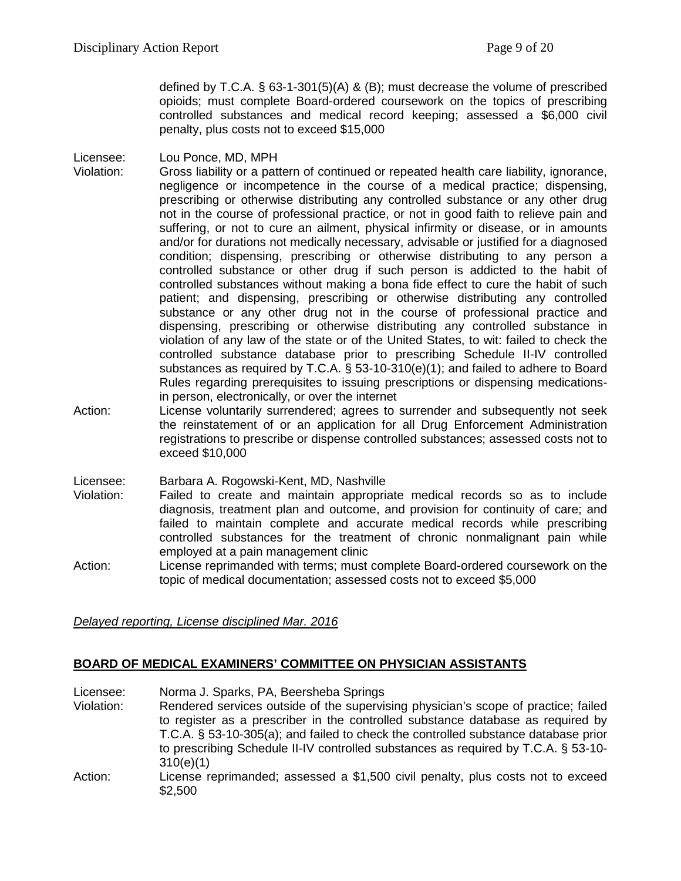defined by T.C.A. § 63-1-301(5)(A) & (B); must decrease the volume of prescribed opioids; must complete Board-ordered coursework on the topics of prescribing controlled substances and medical record keeping; assessed a $6,000 civil penalty, plus costs not to exceed $15,000

Licensee: Lou Ponce, MD, MPH
Violation: Gross liability or a pattern of continued or repeated health care liability, ignorance, negligence or incompetence in the course of a medical practice; dispensing, prescribing or otherwise distributing any controlled substance or any other drug not in the course of professional practice, or not in good faith to relieve pain and suffering, or not to cure an ailment, physical infirmity or disease, or in amounts and/or for durations not medically necessary, advisable or justified for a diagnosed condition; dispensing, prescribing or otherwise distributing to any person a controlled substance or other drug if such person is addicted to the habit of controlled substances without making a bona fide effect to cure the habit of such patient; and dispensing, prescribing or otherwise distributing any controlled substance or any other drug not in the course of professional practice and dispensing, prescribing or otherwise distributing any controlled substance in violation of any law of the state or of the United States, to wit: failed to check the controlled substance database prior to prescribing Schedule II-IV controlled substances as required by T.C.A. § 53-10-310(e)(1); and failed to adhere to Board Rules regarding prerequisites to issuing prescriptions or dispensing medications-in person, electronically, or over the internet
Action: License voluntarily surrendered; agrees to surrender and subsequently not seek the reinstatement of or an application for all Drug Enforcement Administration registrations to prescribe or dispense controlled substances; assessed costs not to exceed $10,000

Licensee: Barbara A. Rogowski-Kent, MD, Nashville
Violation: Failed to create and maintain appropriate medical records so as to include diagnosis, treatment plan and outcome, and provision for continuity of care; and failed to maintain complete and accurate medical records while prescribing controlled substances for the treatment of chronic nonmalignant pain while employed at a pain management clinic
Action: License reprimanded with terms; must complete Board-ordered coursework on the topic of medical documentation; assessed costs not to exceed $5,000

*Delayed reporting, License disciplined Mar. 2016*

## BOARD OF MEDICAL EXAMINERS' COMMITTEE ON PHYSICIAN ASSISTANTS

Licensee: Norma J. Sparks, PA, Beersheba Springs
Violation: Rendered services outside of the supervising physician's scope of practice; failed to register as a prescriber in the controlled substance database as required by T.C.A. § 53-10-305(a); and failed to check the controlled substance database prior to prescribing Schedule II-IV controlled substances as required by T.C.A. § 53-10-310(e)(1)
Action: License reprimanded; assessed a $1,500 civil penalty, plus costs not to exceed $2,500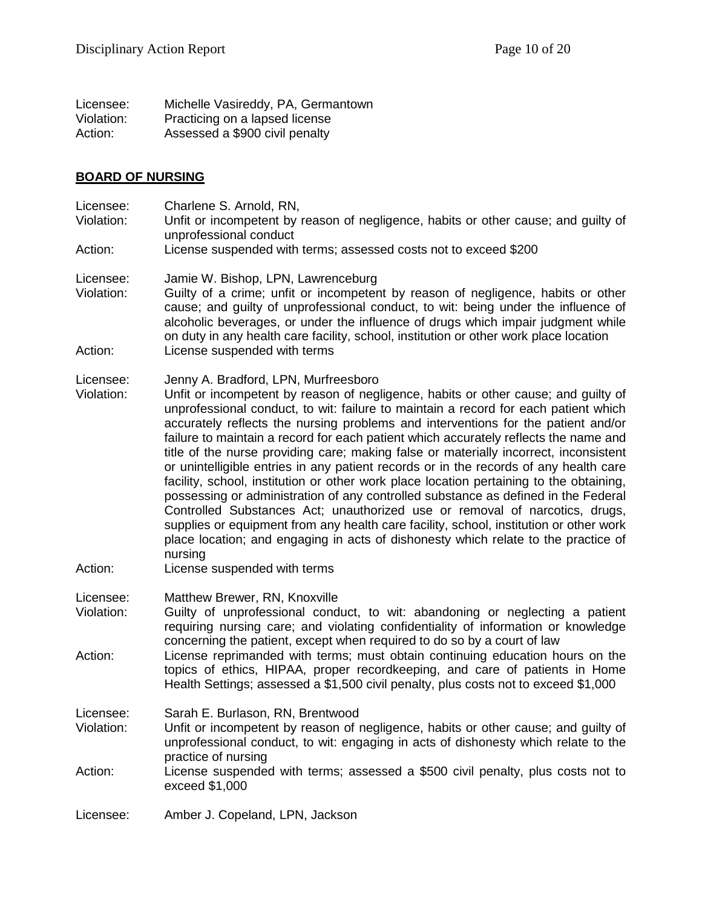Licensee: Michelle Vasireddy, PA, Germantown
Violation: Practicing on a lapsed license
Action: Assessed a $900 civil penalty

## BOARD OF NURSING

Licensee: Charlene S. Arnold, RN,
Violation: Unfit or incompetent by reason of negligence, habits or other cause; and guilty of unprofessional conduct
Action: License suspended with terms; assessed costs not to exceed $200

Licensee: Jamie W. Bishop, LPN, Lawrenceburg
Violation: Guilty of a crime; unfit or incompetent by reason of negligence, habits or other cause; and guilty of unprofessional conduct, to wit: being under the influence of alcoholic beverages, or under the influence of drugs which impair judgment while on duty in any health care facility, school, institution or other work place location
Action: License suspended with terms

Licensee: Jenny A. Bradford, LPN, Murfreesboro
Violation: Unfit or incompetent by reason of negligence, habits or other cause; and guilty of unprofessional conduct, to wit: failure to maintain a record for each patient which accurately reflects the nursing problems and interventions for the patient and/or failure to maintain a record for each patient which accurately reflects the name and title of the nurse providing care; making false or materially incorrect, inconsistent or unintelligible entries in any patient records or in the records of any health care facility, school, institution or other work place location pertaining to the obtaining, possessing or administration of any controlled substance as defined in the Federal Controlled Substances Act; unauthorized use or removal of narcotics, drugs, supplies or equipment from any health care facility, school, institution or other work place location; and engaging in acts of dishonesty which relate to the practice of nursing
Action: License suspended with terms

Licensee: Matthew Brewer, RN, Knoxville
Violation: Guilty of unprofessional conduct, to wit: abandoning or neglecting a patient requiring nursing care; and violating confidentiality of information or knowledge concerning the patient, except when required to do so by a court of law
Action: License reprimanded with terms; must obtain continuing education hours on the topics of ethics, HIPAA, proper recordkeeping, and care of patients in Home Health Settings; assessed a $1,500 civil penalty, plus costs not to exceed $1,000

Licensee: Sarah E. Burlason, RN, Brentwood
Violation: Unfit or incompetent by reason of negligence, habits or other cause; and guilty of unprofessional conduct, to wit: engaging in acts of dishonesty which relate to the practice of nursing
Action: License suspended with terms; assessed a $500 civil penalty, plus costs not to exceed $1,000

Licensee: Amber J. Copeland, LPN, Jackson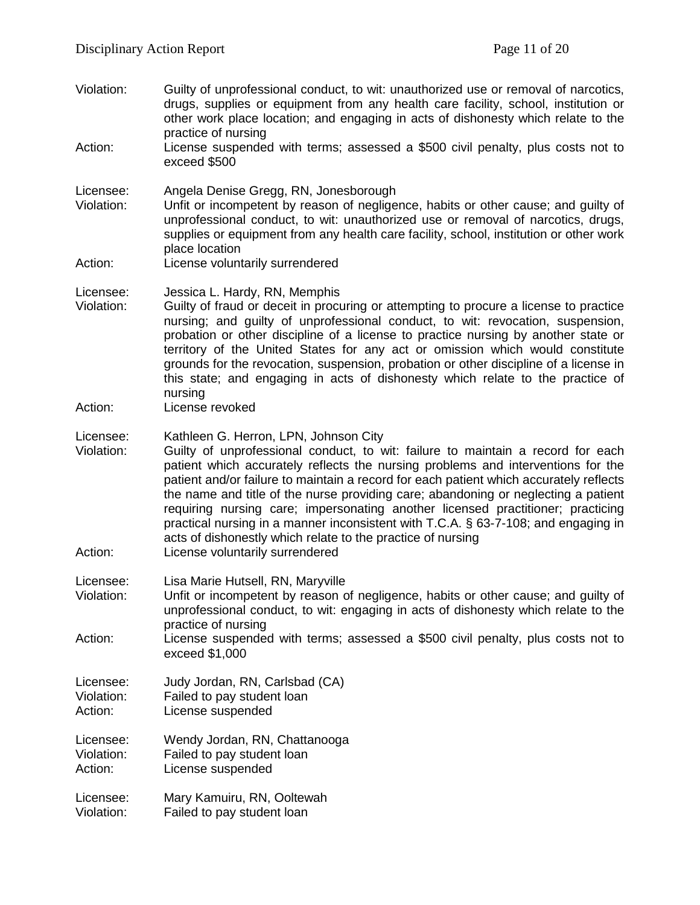Violation: Guilty of unprofessional conduct, to wit: unauthorized use or removal of narcotics, drugs, supplies or equipment from any health care facility, school, institution or other work place location; and engaging in acts of dishonesty which relate to the practice of nursing

Action: License suspended with terms; assessed a $500 civil penalty, plus costs not to exceed $500

Licensee: Angela Denise Gregg, RN, Jonesborough

Violation: Unfit or incompetent by reason of negligence, habits or other cause; and guilty of unprofessional conduct, to wit: unauthorized use or removal of narcotics, drugs, supplies or equipment from any health care facility, school, institution or other work place location

Action: License voluntarily surrendered

Licensee: Jessica L. Hardy, RN, Memphis

Violation: Guilty of fraud or deceit in procuring or attempting to procure a license to practice nursing; and guilty of unprofessional conduct, to wit: revocation, suspension, probation or other discipline of a license to practice nursing by another state or territory of the United States for any act or omission which would constitute grounds for the revocation, suspension, probation or other discipline of a license in this state; and engaging in acts of dishonesty which relate to the practice of nursing

Action: License revoked

Licensee: Kathleen G. Herron, LPN, Johnson City

Violation: Guilty of unprofessional conduct, to wit: failure to maintain a record for each patient which accurately reflects the nursing problems and interventions for the patient and/or failure to maintain a record for each patient which accurately reflects the name and title of the nurse providing care; abandoning or neglecting a patient requiring nursing care; impersonating another licensed practitioner; practicing practical nursing in a manner inconsistent with T.C.A. § 63-7-108; and engaging in acts of dishonestly which relate to the practice of nursing

Action: License voluntarily surrendered

Licensee: Lisa Marie Hutsell, RN, Maryville

Violation: Unfit or incompetent by reason of negligence, habits or other cause; and guilty of unprofessional conduct, to wit: engaging in acts of dishonesty which relate to the practice of nursing

Action: License suspended with terms; assessed a $500 civil penalty, plus costs not to exceed $1,000

Licensee: Judy Jordan, RN, Carlsbad (CA)

Violation: Failed to pay student loan

Action: License suspended

Licensee: Wendy Jordan, RN, Chattanooga

Violation: Failed to pay student loan

Action: License suspended

Licensee: Mary Kamuiru, RN, Ooltewah

Violation: Failed to pay student loan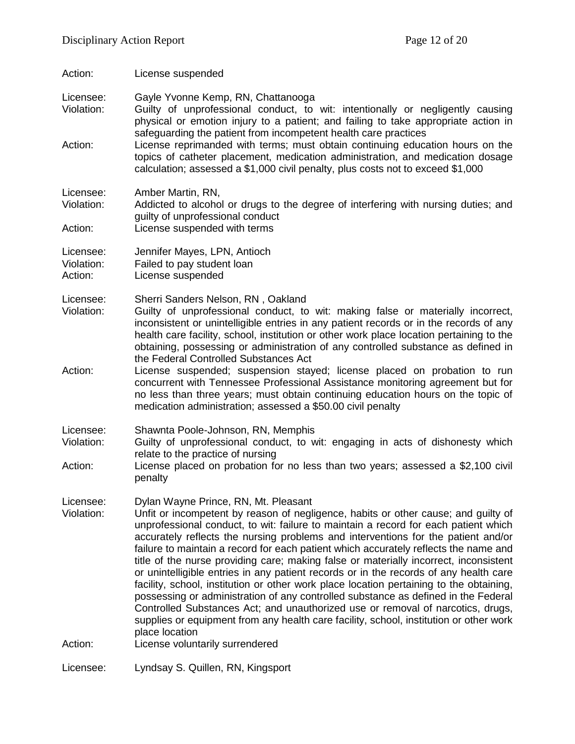Action: License suspended

Licensee: Gayle Yvonne Kemp, RN, Chattanooga
Violation: Guilty of unprofessional conduct, to wit: intentionally or negligently causing physical or emotion injury to a patient; and failing to take appropriate action in safeguarding the patient from incompetent health care practices
Action: License reprimanded with terms; must obtain continuing education hours on the topics of catheter placement, medication administration, and medication dosage calculation; assessed a $1,000 civil penalty, plus costs not to exceed $1,000

Licensee: Amber Martin, RN,
Violation: Addicted to alcohol or drugs to the degree of interfering with nursing duties; and guilty of unprofessional conduct
Action: License suspended with terms

Licensee: Jennifer Mayes, LPN, Antioch
Violation: Failed to pay student loan
Action: License suspended

Licensee: Sherri Sanders Nelson, RN , Oakland
Violation: Guilty of unprofessional conduct, to wit: making false or materially incorrect, inconsistent or unintelligible entries in any patient records or in the records of any health care facility, school, institution or other work place location pertaining to the obtaining, possessing or administration of any controlled substance as defined in the Federal Controlled Substances Act
Action: License suspended; suspension stayed; license placed on probation to run concurrent with Tennessee Professional Assistance monitoring agreement but for no less than three years; must obtain continuing education hours on the topic of medication administration; assessed a $50.00 civil penalty

Licensee: Shawnta Poole-Johnson, RN, Memphis
Violation: Guilty of unprofessional conduct, to wit: engaging in acts of dishonesty which relate to the practice of nursing
Action: License placed on probation for no less than two years; assessed a $2,100 civil penalty

Licensee: Dylan Wayne Prince, RN, Mt. Pleasant
Violation: Unfit or incompetent by reason of negligence, habits or other cause; and guilty of unprofessional conduct, to wit: failure to maintain a record for each patient which accurately reflects the nursing problems and interventions for the patient and/or failure to maintain a record for each patient which accurately reflects the name and title of the nurse providing care; making false or materially incorrect, inconsistent or unintelligible entries in any patient records or in the records of any health care facility, school, institution or other work place location pertaining to the obtaining, possessing or administration of any controlled substance as defined in the Federal Controlled Substances Act; and unauthorized use or removal of narcotics, drugs, supplies or equipment from any health care facility, school, institution or other work place location
Action: License voluntarily surrendered

Licensee: Lyndsay S. Quillen, RN, Kingsport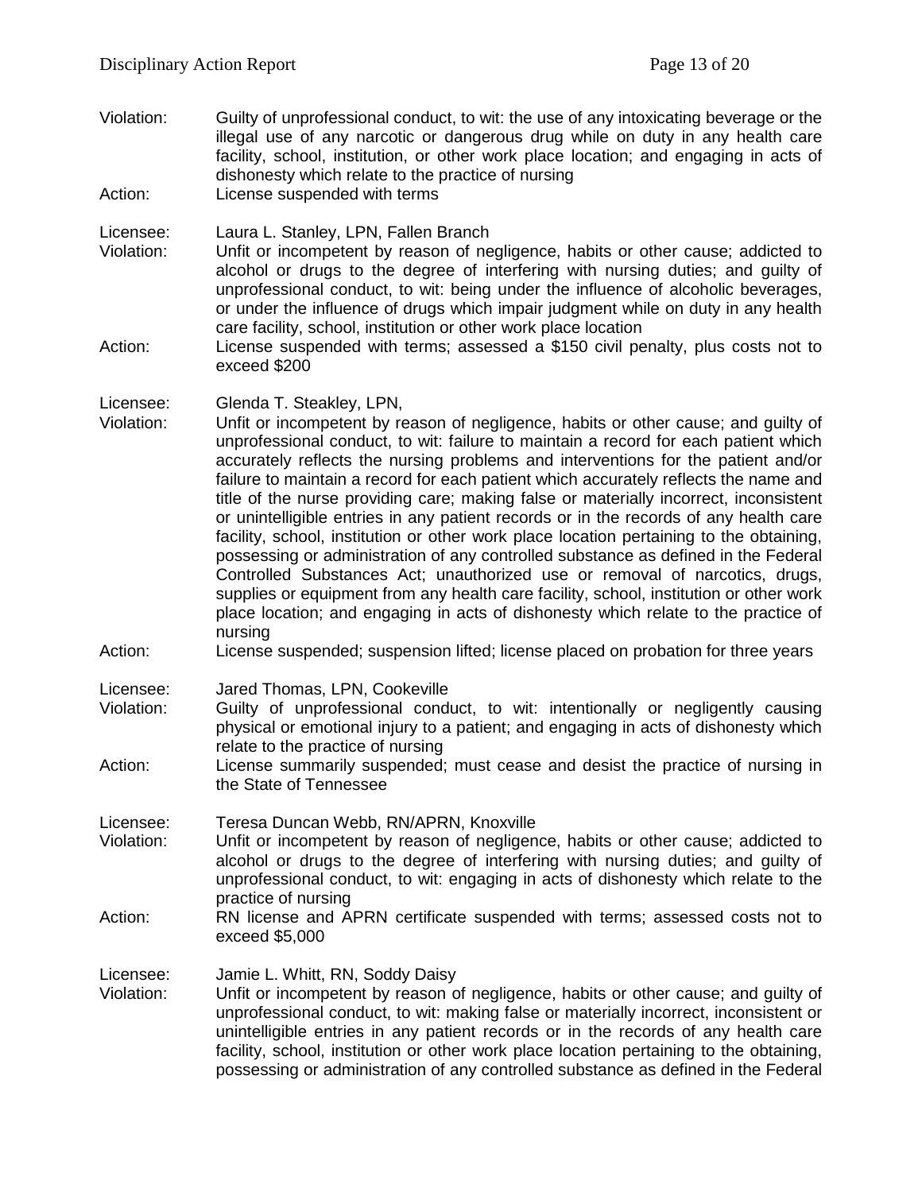Violation: Guilty of unprofessional conduct, to wit: the use of any intoxicating beverage or the illegal use of any narcotic or dangerous drug while on duty in any health care facility, school, institution, or other work place location; and engaging in acts of dishonesty which relate to the practice of nursing
Action: License suspended with terms

Licensee: Laura L. Stanley, LPN, Fallen Branch
Violation: Unfit or incompetent by reason of negligence, habits or other cause; addicted to alcohol or drugs to the degree of interfering with nursing duties; and guilty of unprofessional conduct, to wit: being under the influence of alcoholic beverages, or under the influence of drugs which impair judgment while on duty in any health care facility, school, institution or other work place location
Action: License suspended with terms; assessed a $150 civil penalty, plus costs not to exceed $200

Licensee: Glenda T. Steakley, LPN,
Violation: Unfit or incompetent by reason of negligence, habits or other cause; and guilty of unprofessional conduct, to wit: failure to maintain a record for each patient which accurately reflects the nursing problems and interventions for the patient and/or failure to maintain a record for each patient which accurately reflects the name and title of the nurse providing care; making false or materially incorrect, inconsistent or unintelligible entries in any patient records or in the records of any health care facility, school, institution or other work place location pertaining to the obtaining, possessing or administration of any controlled substance as defined in the Federal Controlled Substances Act; unauthorized use or removal of narcotics, drugs, supplies or equipment from any health care facility, school, institution or other work place location; and engaging in acts of dishonesty which relate to the practice of nursing
Action: License suspended; suspension lifted; license placed on probation for three years

Licensee: Jared Thomas, LPN, Cookeville
Violation: Guilty of unprofessional conduct, to wit: intentionally or negligently causing physical or emotional injury to a patient; and engaging in acts of dishonesty which relate to the practice of nursing
Action: License summarily suspended; must cease and desist the practice of nursing in the State of Tennessee

Licensee: Teresa Duncan Webb, RN/APRN, Knoxville
Violation: Unfit or incompetent by reason of negligence, habits or other cause; addicted to alcohol or drugs to the degree of interfering with nursing duties; and guilty of unprofessional conduct, to wit: engaging in acts of dishonesty which relate to the practice of nursing
Action: RN license and APRN certificate suspended with terms; assessed costs not to exceed $5,000

Licensee: Jamie L. Whitt, RN, Soddy Daisy
Violation: Unfit or incompetent by reason of negligence, habits or other cause; and guilty of unprofessional conduct, to wit: making false or materially incorrect, inconsistent or unintelligible entries in any patient records or in the records of any health care facility, school, institution or other work place location pertaining to the obtaining, possessing or administration of any controlled substance as defined in the Federal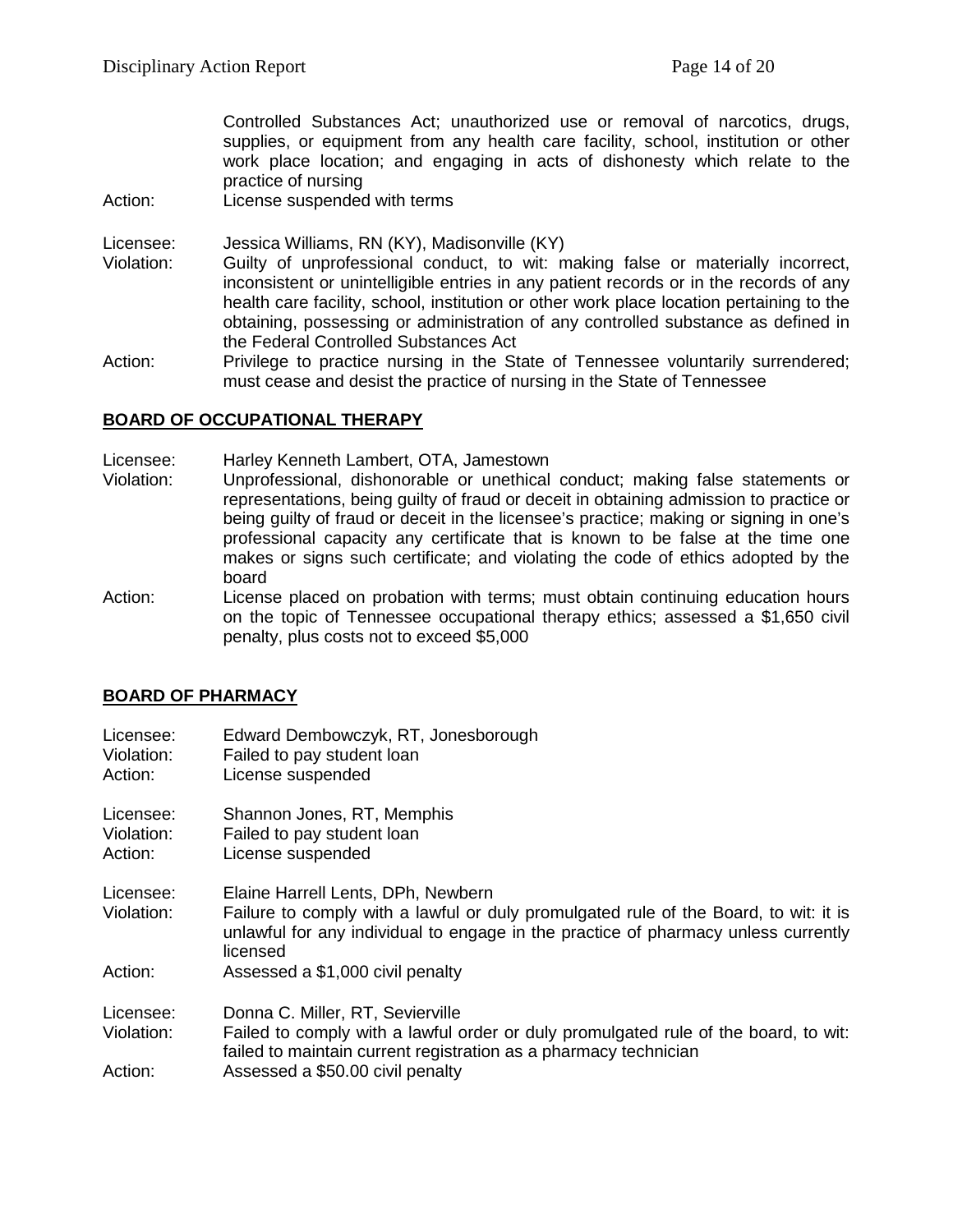Controlled Substances Act; unauthorized use or removal of narcotics, drugs, supplies, or equipment from any health care facility, school, institution or other work place location; and engaging in acts of dishonesty which relate to the practice of nursing

Action: License suspended with terms

Licensee: Jessica Williams, RN (KY), Madisonville (KY)

Violation: Guilty of unprofessional conduct, to wit: making false or materially incorrect, inconsistent or unintelligible entries in any patient records or in the records of any health care facility, school, institution or other work place location pertaining to the obtaining, possessing or administration of any controlled substance as defined in the Federal Controlled Substances Act

Action: Privilege to practice nursing in the State of Tennessee voluntarily surrendered; must cease and desist the practice of nursing in the State of Tennessee

## BOARD OF OCCUPATIONAL THERAPY

Licensee: Harley Kenneth Lambert, OTA, Jamestown

Violation: Unprofessional, dishonorable or unethical conduct; making false statements or representations, being guilty of fraud or deceit in obtaining admission to practice or being guilty of fraud or deceit in the licensee's practice; making or signing in one's professional capacity any certificate that is known to be false at the time one makes or signs such certificate; and violating the code of ethics adopted by the board

Action: License placed on probation with terms; must obtain continuing education hours on the topic of Tennessee occupational therapy ethics; assessed a $1,650 civil penalty, plus costs not to exceed $5,000

## BOARD OF PHARMACY

Licensee: Edward Dembowczyk, RT, Jonesborough

Violation: Failed to pay student loan

Action: License suspended

Licensee: Shannon Jones, RT, Memphis

Violation: Failed to pay student loan

Action: License suspended

Licensee: Elaine Harrell Lents, DPh, Newbern

Violation: Failure to comply with a lawful or duly promulgated rule of the Board, to wit: it is unlawful for any individual to engage in the practice of pharmacy unless currently licensed

Action: Assessed a $1,000 civil penalty

Licensee: Donna C. Miller, RT, Sevierville

Violation: Failed to comply with a lawful order or duly promulgated rule of the board, to wit: failed to maintain current registration as a pharmacy technician

Action: Assessed a $50.00 civil penalty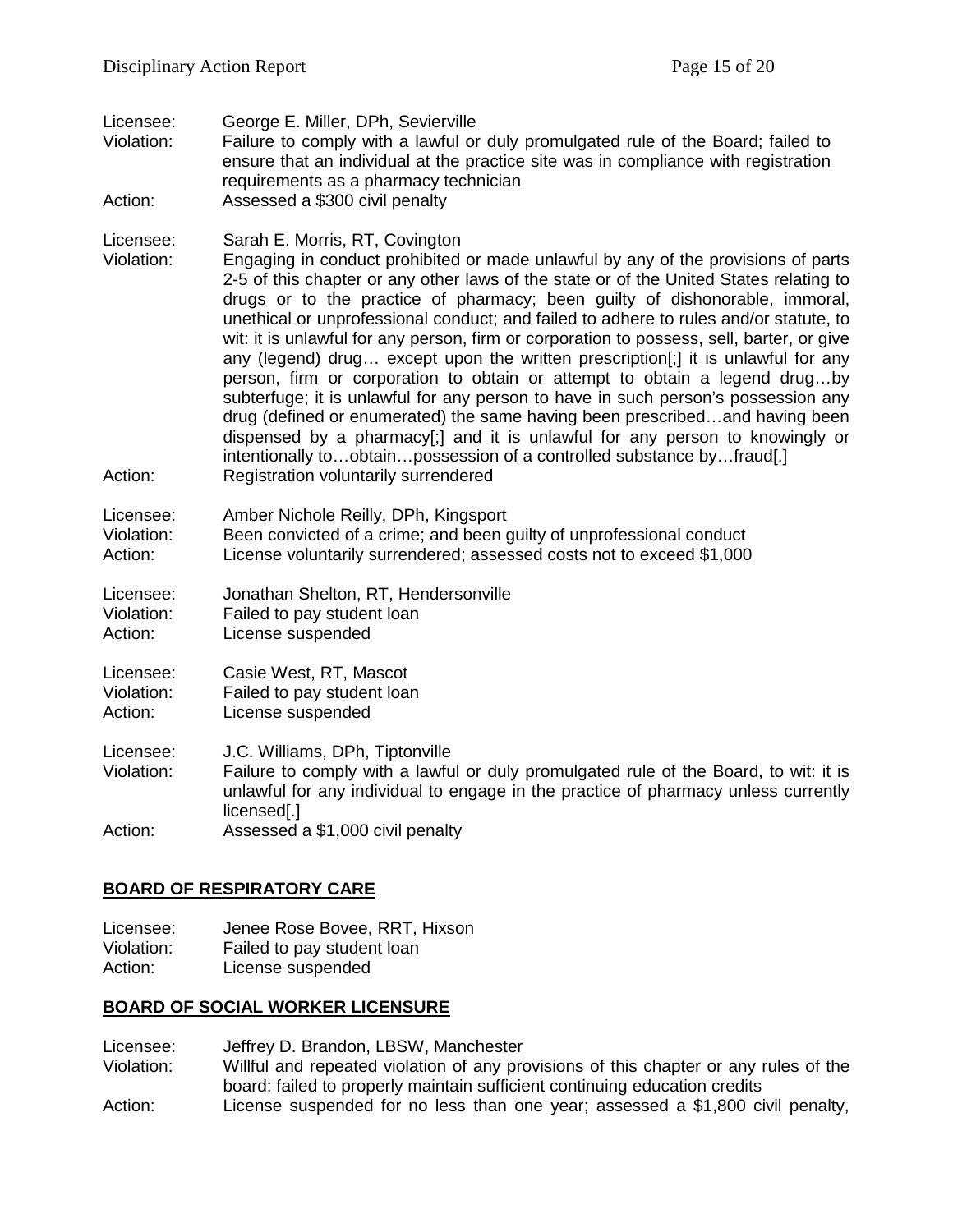Licensee: George E. Miller, DPh, Sevierville
Violation: Failure to comply with a lawful or duly promulgated rule of the Board; failed to ensure that an individual at the practice site was in compliance with registration requirements as a pharmacy technician
Action: Assessed a $300 civil penalty

Licensee: Sarah E. Morris, RT, Covington
Violation: Engaging in conduct prohibited or made unlawful by any of the provisions of parts 2-5 of this chapter or any other laws of the state or of the United States relating to drugs or to the practice of pharmacy; been guilty of dishonorable, immoral, unethical or unprofessional conduct; and failed to adhere to rules and/or statute, to wit: it is unlawful for any person, firm or corporation to possess, sell, barter, or give any (legend) drug… except upon the written prescription[;] it is unlawful for any person, firm or corporation to obtain or attempt to obtain a legend drug…by subterfuge; it is unlawful for any person to have in such person's possession any drug (defined or enumerated) the same having been prescribed…and having been dispensed by a pharmacy[;] and it is unlawful for any person to knowingly or intentionally to…obtain…possession of a controlled substance by…fraud[.]
Action: Registration voluntarily surrendered

Licensee: Amber Nichole Reilly, DPh, Kingsport
Violation: Been convicted of a crime; and been guilty of unprofessional conduct
Action: License voluntarily surrendered; assessed costs not to exceed $1,000

Licensee: Jonathan Shelton, RT, Hendersonville
Violation: Failed to pay student loan
Action: License suspended

Licensee: Casie West, RT, Mascot
Violation: Failed to pay student loan
Action: License suspended

Licensee: J.C. Williams, DPh, Tiptonville
Violation: Failure to comply with a lawful or duly promulgated rule of the Board, to wit: it is unlawful for any individual to engage in the practice of pharmacy unless currently licensed[.]
Action: Assessed a $1,000 civil penalty

## BOARD OF RESPIRATORY CARE

Licensee: Jenee Rose Bovee, RRT, Hixson
Violation: Failed to pay student loan
Action: License suspended

## BOARD OF SOCIAL WORKER LICENSURE

Licensee: Jeffrey D. Brandon, LBSW, Manchester
Violation: Willful and repeated violation of any provisions of this chapter or any rules of the board: failed to properly maintain sufficient continuing education credits
Action: License suspended for no less than one year; assessed a $1,800 civil penalty,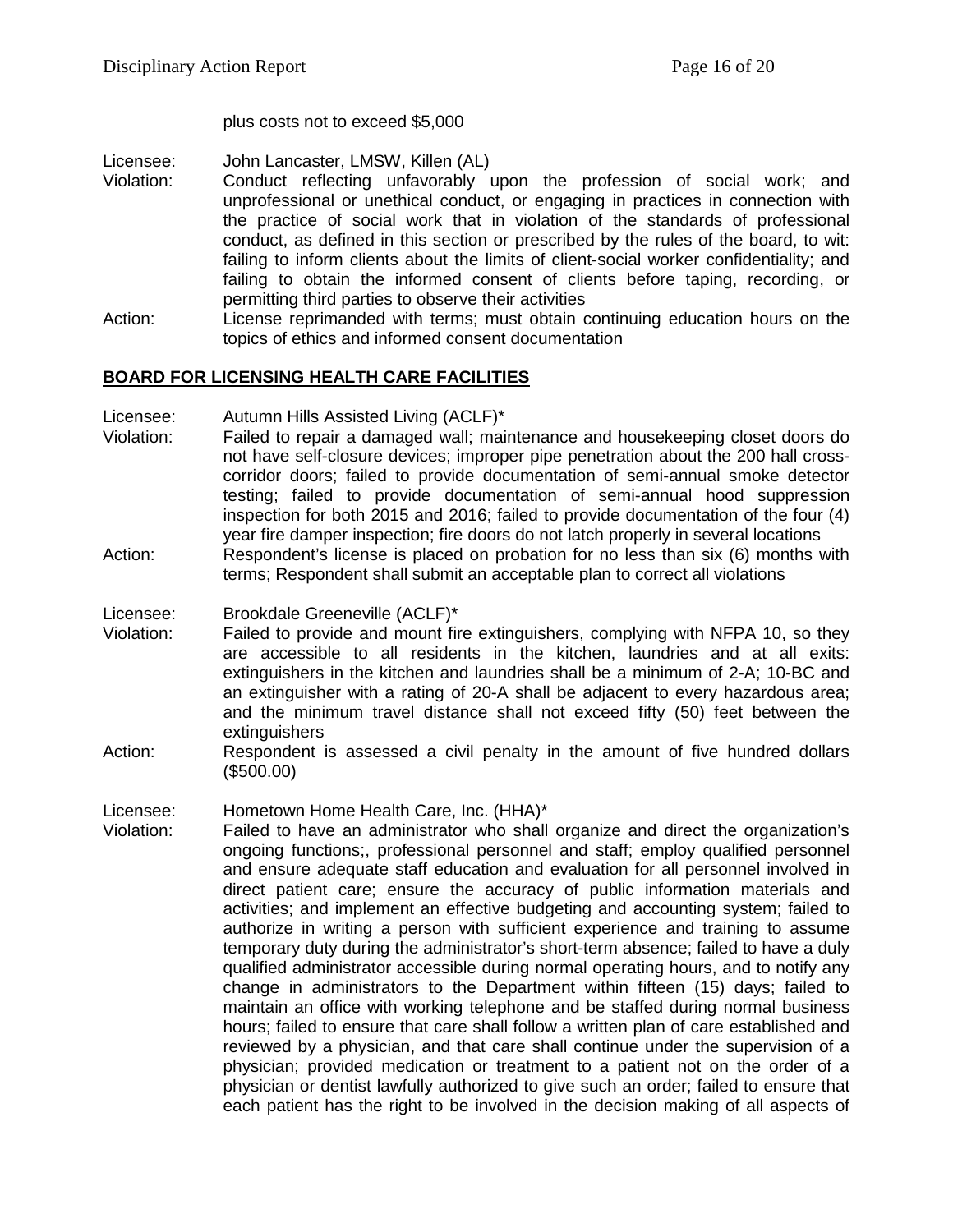plus costs not to exceed $5,000

Licensee: John Lancaster, LMSW, Killen (AL)
Violation: Conduct reflecting unfavorably upon the profession of social work; and unprofessional or unethical conduct, or engaging in practices in connection with the practice of social work that in violation of the standards of professional conduct, as defined in this section or prescribed by the rules of the board, to wit: failing to inform clients about the limits of client-social worker confidentiality; and failing to obtain the informed consent of clients before taping, recording, or permitting third parties to observe their activities
Action: License reprimanded with terms; must obtain continuing education hours on the topics of ethics and informed consent documentation

## BOARD FOR LICENSING HEALTH CARE FACILITIES

Licensee: Autumn Hills Assisted Living (ACLF)*
Violation: Failed to repair a damaged wall; maintenance and housekeeping closet doors do not have self-closure devices; improper pipe penetration about the 200 hall cross-corridor doors; failed to provide documentation of semi-annual smoke detector testing; failed to provide documentation of semi-annual hood suppression inspection for both 2015 and 2016; failed to provide documentation of the four (4) year fire damper inspection; fire doors do not latch properly in several locations
Action: Respondent's license is placed on probation for no less than six (6) months with terms; Respondent shall submit an acceptable plan to correct all violations

Licensee: Brookdale Greeneville (ACLF)*
Violation: Failed to provide and mount fire extinguishers, complying with NFPA 10, so they are accessible to all residents in the kitchen, laundries and at all exits: extinguishers in the kitchen and laundries shall be a minimum of 2-A; 10-BC and an extinguisher with a rating of 20-A shall be adjacent to every hazardous area; and the minimum travel distance shall not exceed fifty (50) feet between the extinguishers
Action: Respondent is assessed a civil penalty in the amount of five hundred dollars ($500.00)

Licensee: Hometown Home Health Care, Inc. (HHA)*
Violation: Failed to have an administrator who shall organize and direct the organization's ongoing functions;, professional personnel and staff; employ qualified personnel and ensure adequate staff education and evaluation for all personnel involved in direct patient care; ensure the accuracy of public information materials and activities; and implement an effective budgeting and accounting system; failed to authorize in writing a person with sufficient experience and training to assume temporary duty during the administrator's short-term absence; failed to have a duly qualified administrator accessible during normal operating hours, and to notify any change in administrators to the Department within fifteen (15) days; failed to maintain an office with working telephone and be staffed during normal business hours; failed to ensure that care shall follow a written plan of care established and reviewed by a physician, and that care shall continue under the supervision of a physician; provided medication or treatment to a patient not on the order of a physician or dentist lawfully authorized to give such an order; failed to ensure that each patient has the right to be involved in the decision making of all aspects of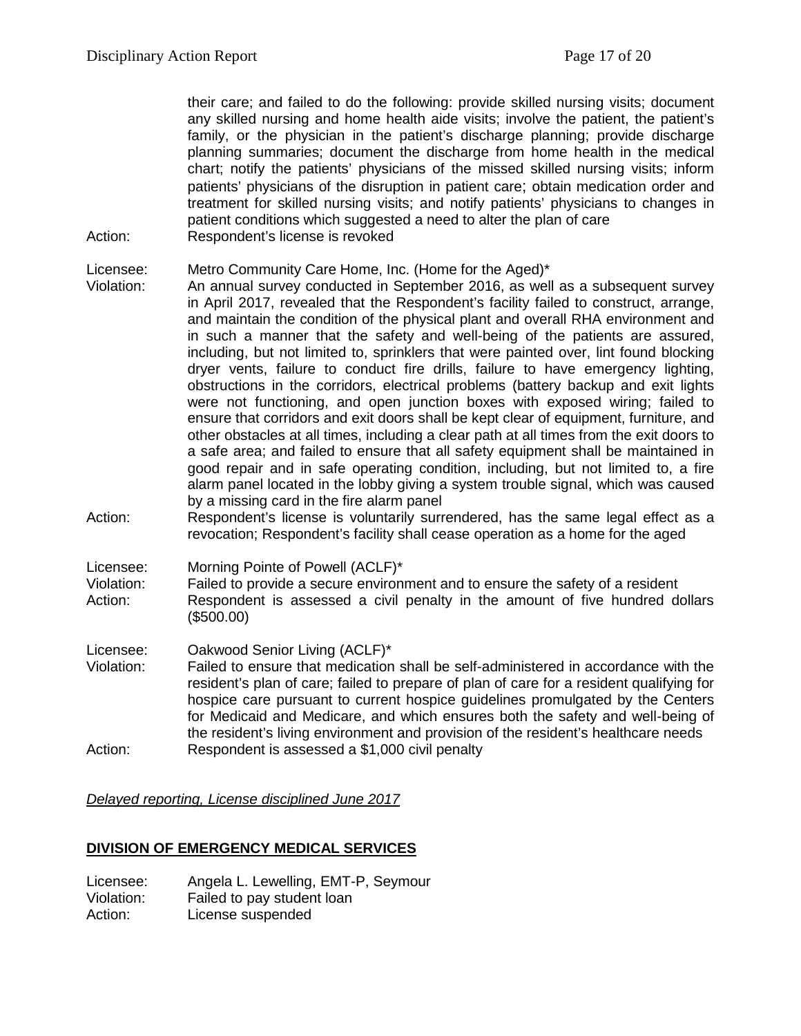their care; and failed to do the following: provide skilled nursing visits; document any skilled nursing and home health aide visits; involve the patient, the patient's family, or the physician in the patient's discharge planning; provide discharge planning summaries; document the discharge from home health in the medical chart; notify the patients' physicians of the missed skilled nursing visits; inform patients' physicians of the disruption in patient care; obtain medication order and treatment for skilled nursing visits; and notify patients' physicians to changes in patient conditions which suggested a need to alter the plan of care

Action: Respondent's license is revoked

Licensee: Metro Community Care Home, Inc. (Home for the Aged)*
Violation: An annual survey conducted in September 2016, as well as a subsequent survey in April 2017, revealed that the Respondent's facility failed to construct, arrange, and maintain the condition of the physical plant and overall RHA environment and in such a manner that the safety and well-being of the patients are assured, including, but not limited to, sprinklers that were painted over, lint found blocking dryer vents, failure to conduct fire drills, failure to have emergency lighting, obstructions in the corridors, electrical problems (battery backup and exit lights were not functioning, and open junction boxes with exposed wiring; failed to ensure that corridors and exit doors shall be kept clear of equipment, furniture, and other obstacles at all times, including a clear path at all times from the exit doors to a safe area; and failed to ensure that all safety equipment shall be maintained in good repair and in safe operating condition, including, but not limited to, a fire alarm panel located in the lobby giving a system trouble signal, which was caused by a missing card in the fire alarm panel
Action: Respondent's license is voluntarily surrendered, has the same legal effect as a revocation; Respondent's facility shall cease operation as a home for the aged

Licensee: Morning Pointe of Powell (ACLF)*
Violation: Failed to provide a secure environment and to ensure the safety of a resident
Action: Respondent is assessed a civil penalty in the amount of five hundred dollars ($500.00)

Licensee: Oakwood Senior Living (ACLF)*
Violation: Failed to ensure that medication shall be self-administered in accordance with the resident's plan of care; failed to prepare of plan of care for a resident qualifying for hospice care pursuant to current hospice guidelines promulgated by the Centers for Medicaid and Medicare, and which ensures both the safety and well-being of the resident's living environment and provision of the resident's healthcare needs
Action: Respondent is assessed a $1,000 civil penalty

*Delayed reporting, License disciplined June 2017*

## DIVISION OF EMERGENCY MEDICAL SERVICES

Licensee: Angela L. Lewelling, EMT-P, Seymour
Violation: Failed to pay student loan
Action: License suspended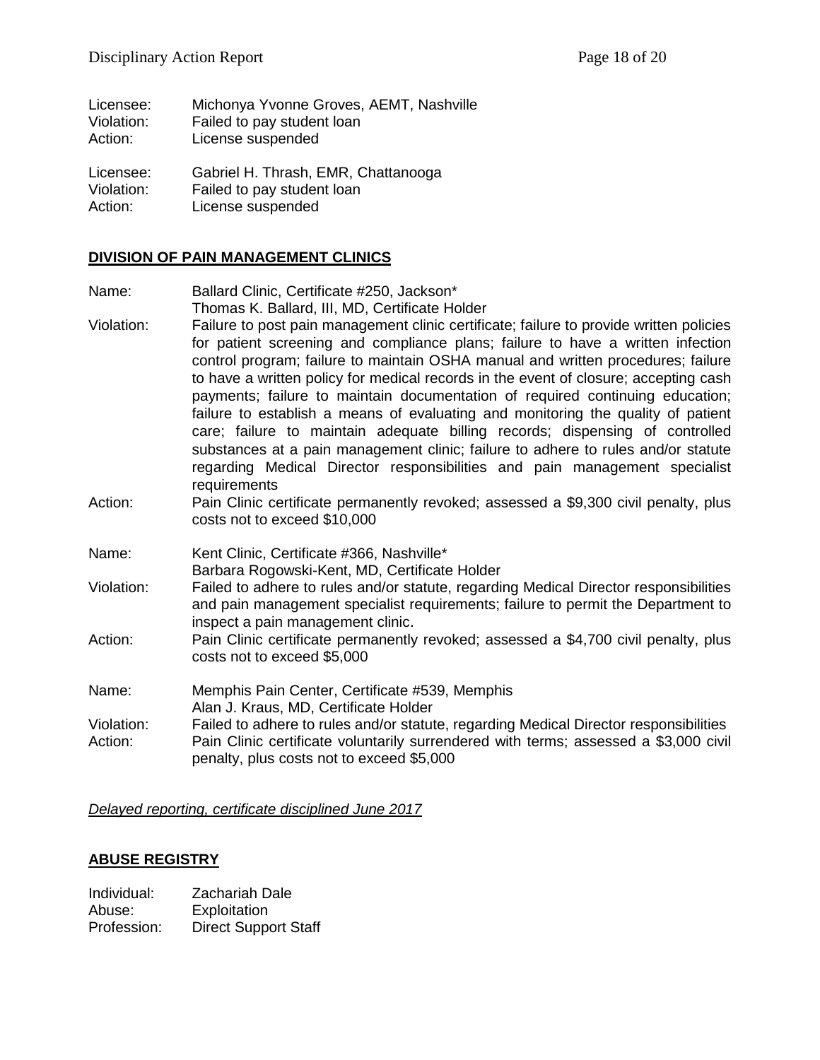Licensee: Michonya Yvonne Groves, AEMT, Nashville
Violation: Failed to pay student loan
Action: License suspended

Licensee: Gabriel H. Thrash, EMR, Chattanooga
Violation: Failed to pay student loan
Action: License suspended

## DIVISION OF PAIN MANAGEMENT CLINICS

Name: Ballard Clinic, Certificate #250, Jackson*
Thomas K. Ballard, III, MD, Certificate Holder
Violation: Failure to post pain management clinic certificate; failure to provide written policies for patient screening and compliance plans; failure to have a written infection control program; failure to maintain OSHA manual and written procedures; failure to have a written policy for medical records in the event of closure; accepting cash payments; failure to maintain documentation of required continuing education; failure to establish a means of evaluating and monitoring the quality of patient care; failure to maintain adequate billing records; dispensing of controlled substances at a pain management clinic; failure to adhere to rules and/or statute regarding Medical Director responsibilities and pain management specialist requirements
Action: Pain Clinic certificate permanently revoked; assessed a $9,300 civil penalty, plus costs not to exceed $10,000

Name: Kent Clinic, Certificate #366, Nashville*
Barbara Rogowski-Kent, MD, Certificate Holder
Violation: Failed to adhere to rules and/or statute, regarding Medical Director responsibilities and pain management specialist requirements; failure to permit the Department to inspect a pain management clinic.
Action: Pain Clinic certificate permanently revoked; assessed a $4,700 civil penalty, plus costs not to exceed $5,000

Name: Memphis Pain Center, Certificate #539, Memphis
Alan J. Kraus, MD, Certificate Holder
Violation: Failed to adhere to rules and/or statute, regarding Medical Director responsibilities
Action: Pain Clinic certificate voluntarily surrendered with terms; assessed a $3,000 civil penalty, plus costs not to exceed $5,000

*Delayed reporting, certificate disciplined June 2017*

## ABUSE REGISTRY

Individual: Zachariah Dale
Abuse: Exploitation
Profession: Direct Support Staff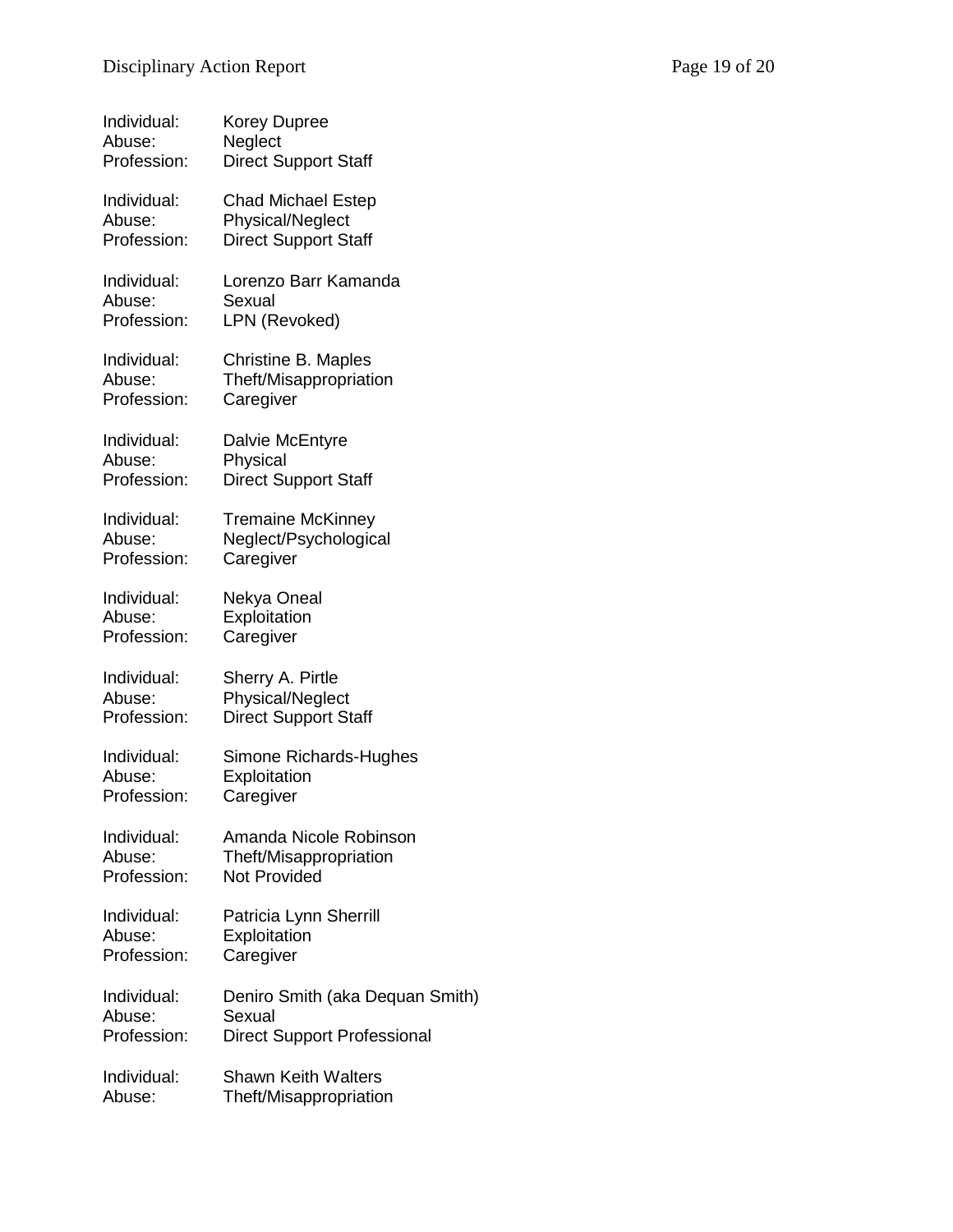Individual: Korey Dupree
Abuse: Neglect
Profession: Direct Support Staff

Individual: Chad Michael Estep
Abuse: Physical/Neglect
Profession: Direct Support Staff

Individual: Lorenzo Barr Kamanda
Abuse: Sexual
Profession: LPN (Revoked)

Individual: Christine B. Maples
Abuse: Theft/Misappropriation
Profession: Caregiver

Individual: Dalvie McEntyre
Abuse: Physical
Profession: Direct Support Staff

Individual: Tremaine McKinney
Abuse: Neglect/Psychological
Profession: Caregiver

Individual: Nekya Oneal
Abuse: Exploitation
Profession: Caregiver

Individual: Sherry A. Pirtle
Abuse: Physical/Neglect
Profession: Direct Support Staff

Individual: Simone Richards-Hughes
Abuse: Exploitation
Profession: Caregiver

Individual: Amanda Nicole Robinson
Abuse: Theft/Misappropriation
Profession: Not Provided

Individual: Patricia Lynn Sherrill
Abuse: Exploitation
Profession: Caregiver

Individual: Deniro Smith (aka Dequan Smith)
Abuse: Sexual
Profession: Direct Support Professional

Individual: Shawn Keith Walters
Abuse: Theft/Misappropriation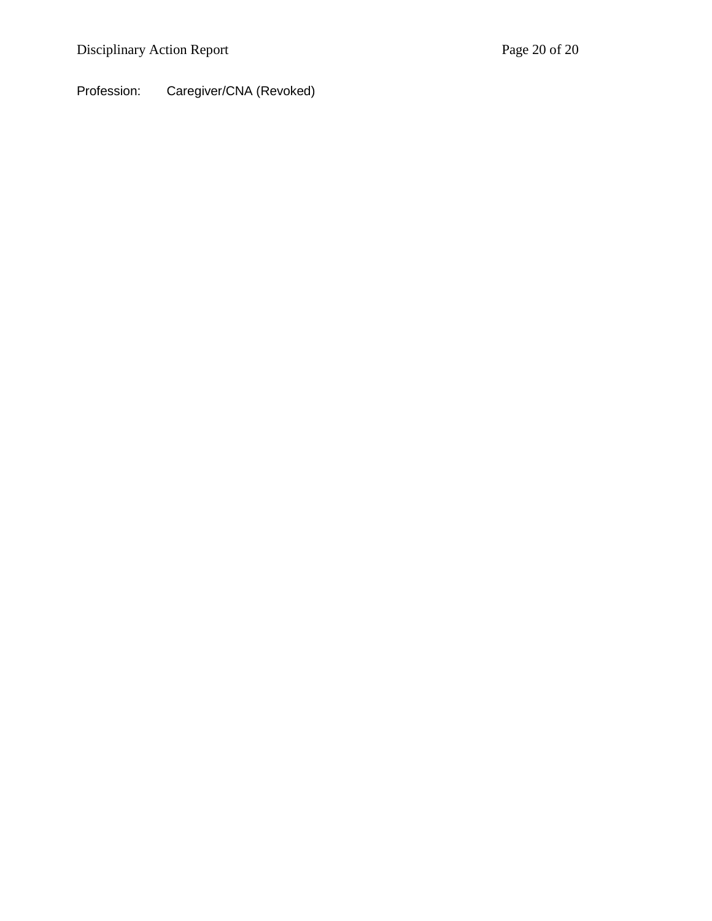Profession: Caregiver/CNA (Revoked)